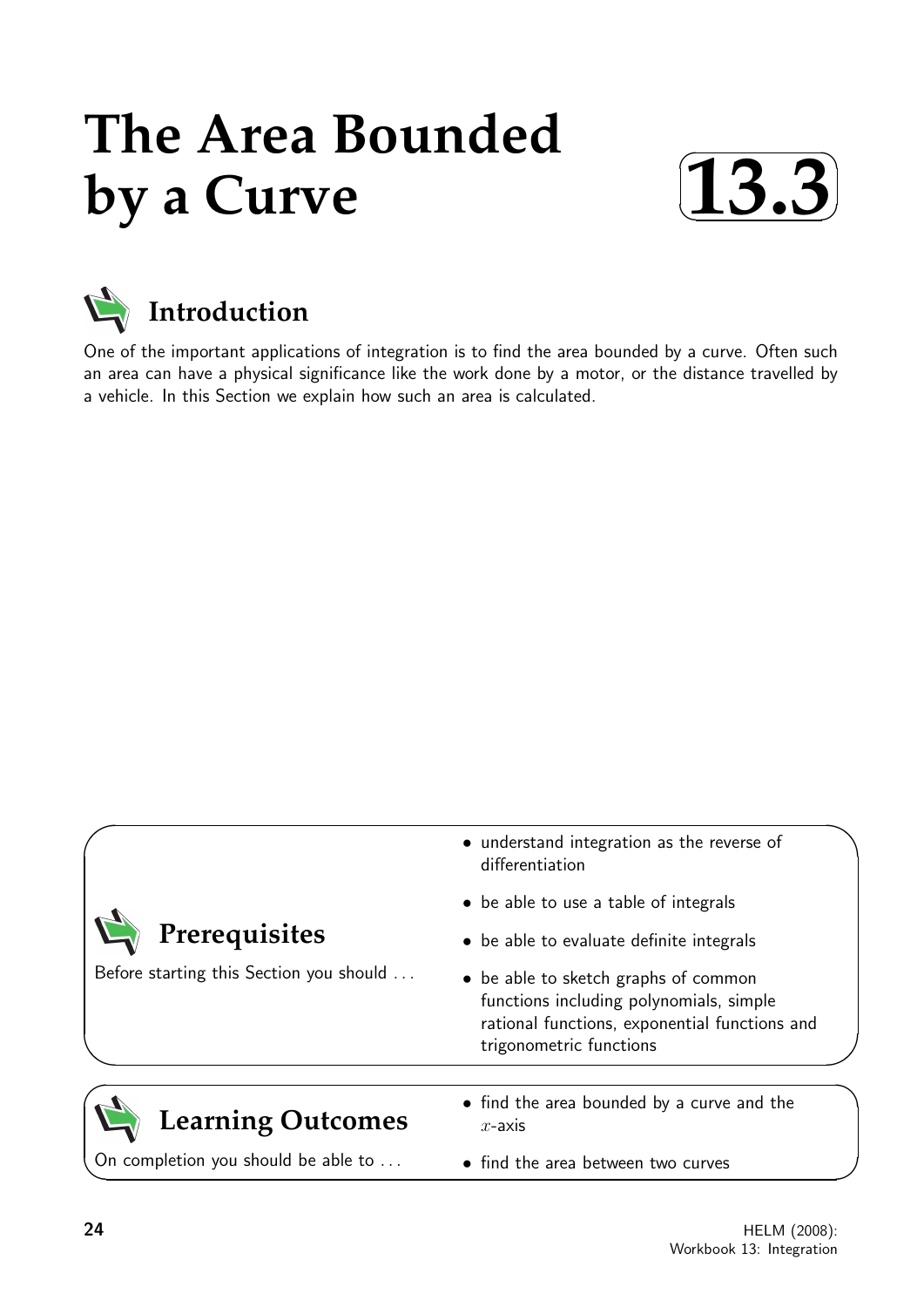# The Area Bounded by a Curve

**13.3**

## Introduction

One of the important applications of integration is to find the area bounded by a curve. Often such an area can have a physical significance like the work done by a motor, or the distance travelled by a vehicle. In this Section we explain how such an area is calculated.

## Prerequisites

Before starting this Section you should ...

- understand integration as the reverse of differentiation
- be able to use a table of integrals
- be able to evaluate definite integrals
- be able to sketch graphs of common functions including polynomials, simple rational functions, exponential functions and trigonometric functions

## Learning Outcomes

On completion you should be able to ...

- find the area bounded by a curve and the $x$-axis
- find the area between two curves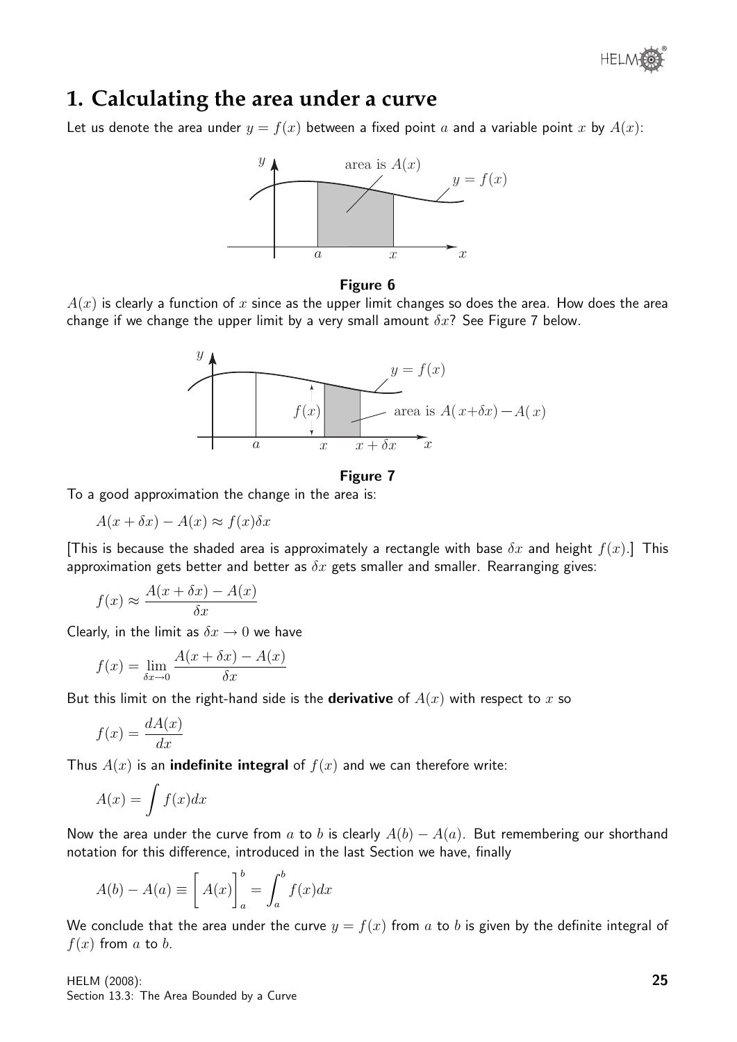## 1. Calculating the area under a curve

Let us denote the area under $y = f(x)$ between a fixed point $a$ and a variable point $x$ by $A(x)$:

**Figure 6**

$A(x)$ is clearly a function of $x$ since as the upper limit changes so does the area. How does the area change if we change the upper limit by a very small amount $\delta x$? See Figure 7 below.

**Figure 7**

To a good approximation the change in the area is:

$$A(x + \delta x) - A(x) \approx f(x)\delta x$$

[This is because the shaded area is approximately a rectangle with base $\delta x$ and height $f(x)$.] This approximation gets better and better as $\delta x$ gets smaller and smaller. Rearranging gives:

$$f(x) \approx \frac{A(x + \delta x) - A(x)}{\delta x}$$

Clearly, in the limit as $\delta x \to 0$ we have

$$f(x) = \lim_{\delta x \to 0} \frac{A(x + \delta x) - A(x)}{\delta x}$$

But this limit on the right-hand side is the **derivative** of $A(x)$ with respect to $x$ so

$$f(x) = \frac{dA(x)}{dx}$$

Thus $A(x)$ is an **indefinite integral** of $f(x)$ and we can therefore write:

$$A(x) = \int f(x)dx$$

Now the area under the curve from $a$ to $b$ is clearly $A(b) - A(a)$. But remembering our shorthand notation for this difference, introduced in the last Section we have, finally

$$A(b) - A(a) \equiv \Big[ A(x) \Big]_a^b = \int_a^b f(x)dx$$

We conclude that the area under the curve $y = f(x)$ from $a$ to $b$ is given by the definite integral of $f(x)$ from $a$ to $b$.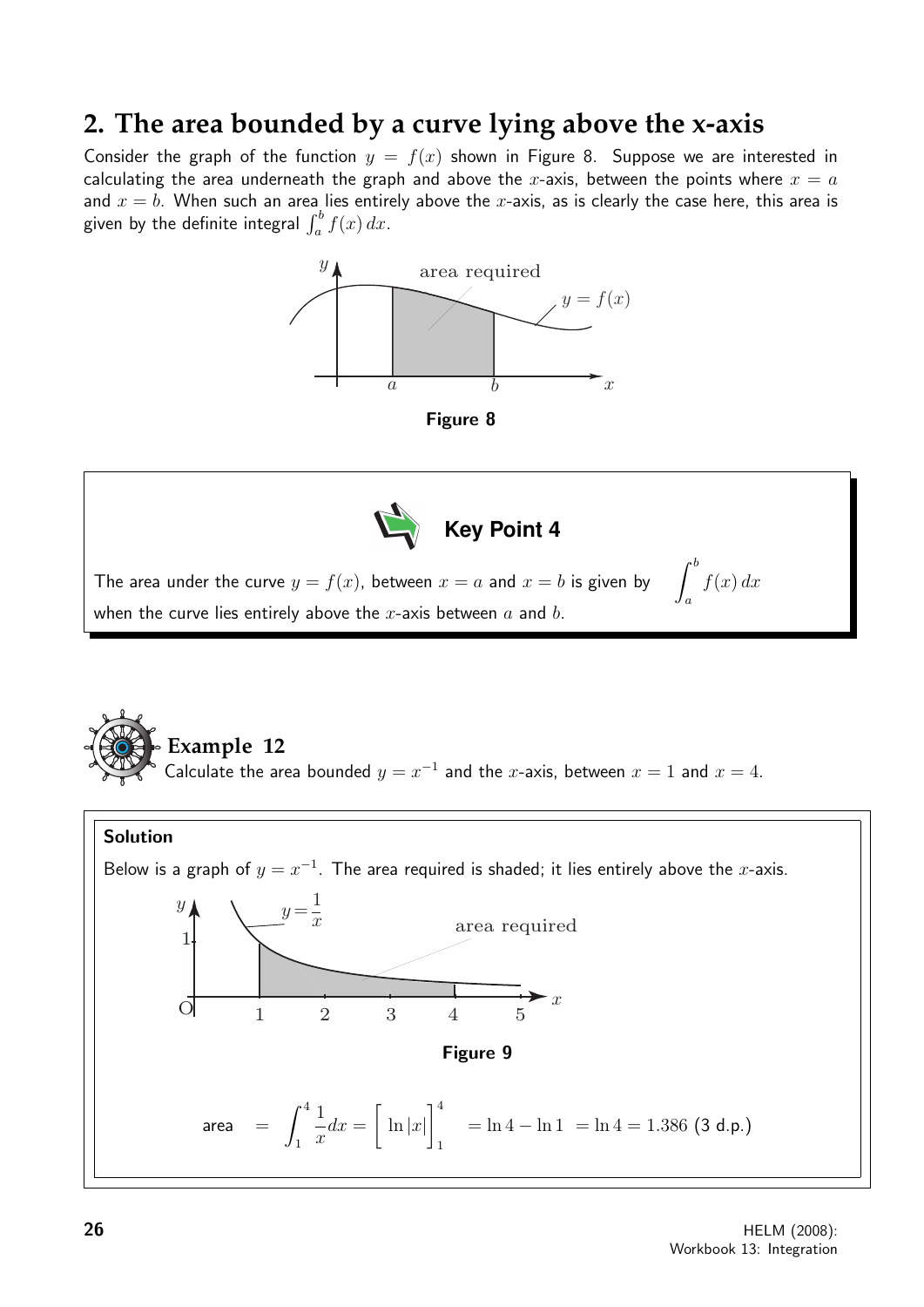## 2. The area bounded by a curve lying above the x-axis

Consider the graph of the function $y = f(x)$ shown in Figure 8. Suppose we are interested in calculating the area underneath the graph and above the $x$-axis, between the points where $x = a$ and $x = b$. When such an area lies entirely above the $x$-axis, as is clearly the case here, this area is given by the definite integral $\int_a^b f(x)\,dx$.

Figure 8

**Key Point 4**

The area under the curve $y = f(x)$, between $x = a$ and $x = b$ is given by $\displaystyle\int_a^b f(x)\,dx$ when the curve lies entirely above the $x$-axis between $a$ and $b$.

**Example 12**

Calculate the area bounded $y = x^{-1}$ and the $x$-axis, between $x = 1$ and $x = 4$.

**Solution**

Below is a graph of $y = x^{-1}$. The area required is shaded; it lies entirely above the $x$-axis.

Figure 9

$$\text{area} = \int_1^4 \frac{1}{x} dx = \Big[ \ln|x| \Big]_1^4 = \ln 4 - \ln 1 = \ln 4 = 1.386 \text{ (3 d.p.)}$$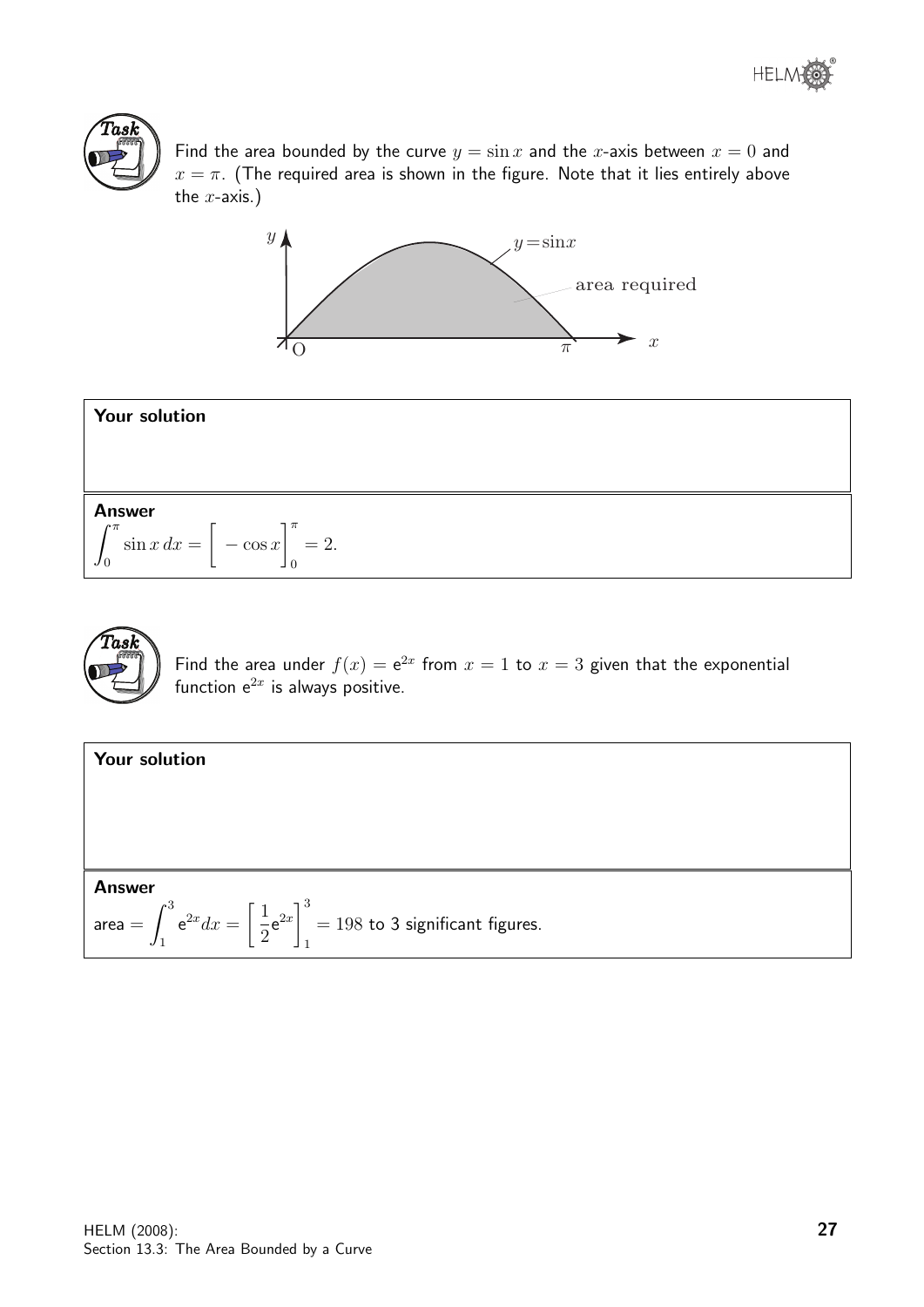**Task**

Find the area bounded by the curve $y = \sin x$ and the $x$-axis between $x = 0$ and $x = \pi$. (The required area is shown in the figure. Note that it lies entirely above the $x$-axis.)

**Your solution**

**Answer**

$$\int_0^\pi \sin x \, dx = \Big[ -\cos x \Big]_0^\pi = 2.$$

**Task**

Find the area under $f(x) = e^{2x}$ from $x = 1$ to $x = 3$ given that the exponential function $e^{2x}$ is always positive.

**Your solution**

**Answer**

area $= \displaystyle\int_1^3 e^{2x} dx = \left[ \frac{1}{2} e^{2x} \right]_1^3 = 198$ to 3 significant figures.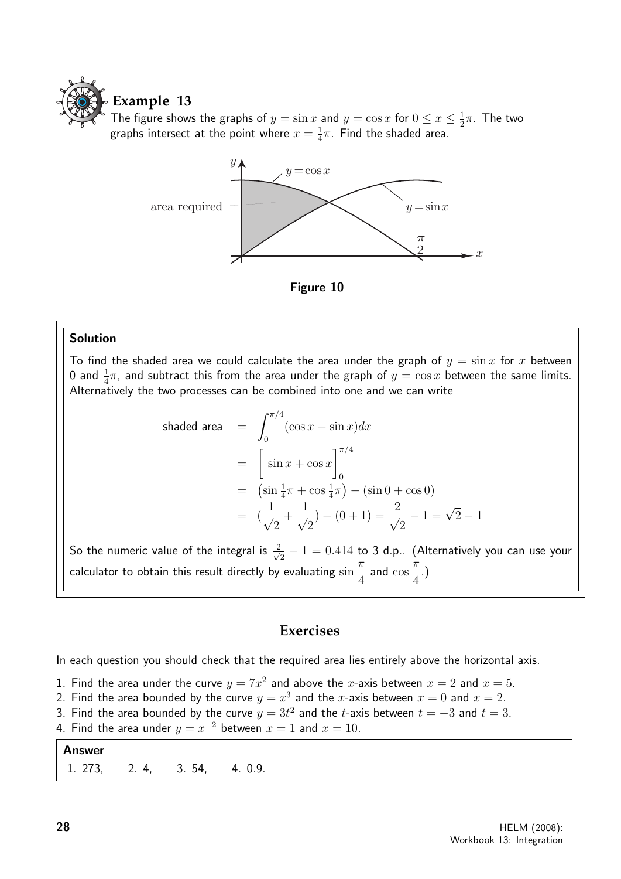## Example 13

The figure shows the graphs of $y = \sin x$ and $y = \cos x$ for $0 \leq x \leq \frac{1}{2}\pi$. The two graphs intersect at the point where $x = \frac{1}{4}\pi$. Find the shaded area.

**Figure 10**

### Solution

To find the shaded area we could calculate the area under the graph of $y = \sin x$ for $x$ between 0 and $\frac{1}{4}\pi$, and subtract this from the area under the graph of $y = \cos x$ between the same limits. Alternatively the two processes can be combined into one and we can write

$$
\begin{aligned}
\text{shaded area} &= \int_0^{\pi/4} (\cos x - \sin x)dx \\
&= \Big[ \sin x + \cos x \Big]_0^{\pi/4} \\
&= \left(\sin \tfrac{1}{4}\pi + \cos \tfrac{1}{4}\pi\right) - (\sin 0 + \cos 0) \\
&= \left(\frac{1}{\sqrt{2}} + \frac{1}{\sqrt{2}}\right) - (0 + 1) = \frac{2}{\sqrt{2}} - 1 = \sqrt{2} - 1
\end{aligned}
$$

So the numeric value of the integral is $\frac{2}{\sqrt{2}} - 1 = 0.414$ to 3 d.p.. (Alternatively you can use your calculator to obtain this result directly by evaluating $\sin \dfrac{\pi}{4}$ and $\cos \dfrac{\pi}{4}$.)

## Exercises

In each question you should check that the required area lies entirely above the horizontal axis.

1. Find the area under the curve $y = 7x^2$ and above the $x$-axis between $x = 2$ and $x = 5$.
2. Find the area bounded by the curve $y = x^3$ and the $x$-axis between $x = 0$ and $x = 2$.
3. Find the area bounded by the curve $y = 3t^2$ and the $t$-axis between $t = -3$ and $t = 3$.
4. Find the area under $y = x^{-2}$ between $x = 1$ and $x = 10$.

**Answer**

1. 273, 2. 4, 3. 54, 4. 0.9.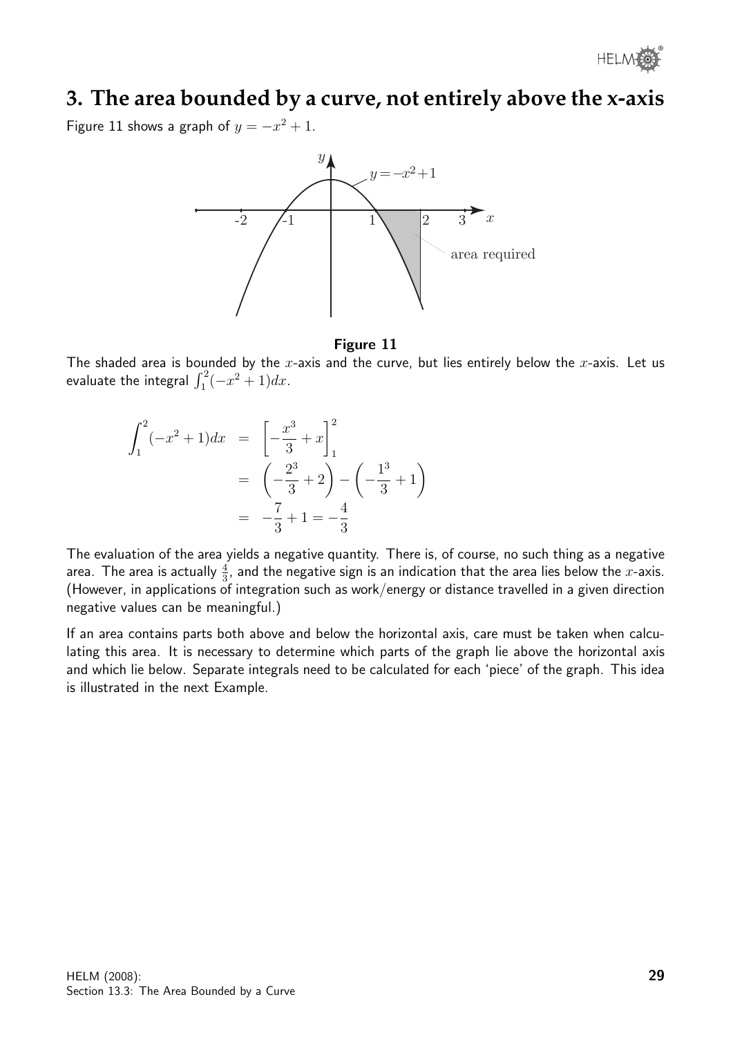## 3. The area bounded by a curve, not entirely above the x-axis

Figure 11 shows a graph of $y = -x^2 + 1$.

**Figure 11**

The shaded area is bounded by the $x$-axis and the curve, but lies entirely below the $x$-axis. Let us evaluate the integral $\int_1^2 (-x^2 + 1)dx$.

$$
\begin{aligned}
\int_1^2 (-x^2 + 1)dx &= \left[ -\frac{x^3}{3} + x \right]_1^2 \\
&= \left( -\frac{2^3}{3} + 2 \right) - \left( -\frac{1^3}{3} + 1 \right) \\
&= -\frac{7}{3} + 1 = -\frac{4}{3}
\end{aligned}
$$

The evaluation of the area yields a negative quantity. There is, of course, no such thing as a negative area. The area is actually $\frac{4}{3}$, and the negative sign is an indication that the area lies below the $x$-axis. (However, in applications of integration such as work/energy or distance travelled in a given direction negative values can be meaningful.)

If an area contains parts both above and below the horizontal axis, care must be taken when calculating this area. It is necessary to determine which parts of the graph lie above the horizontal axis and which lie below. Separate integrals need to be calculated for each 'piece' of the graph. This idea is illustrated in the next Example.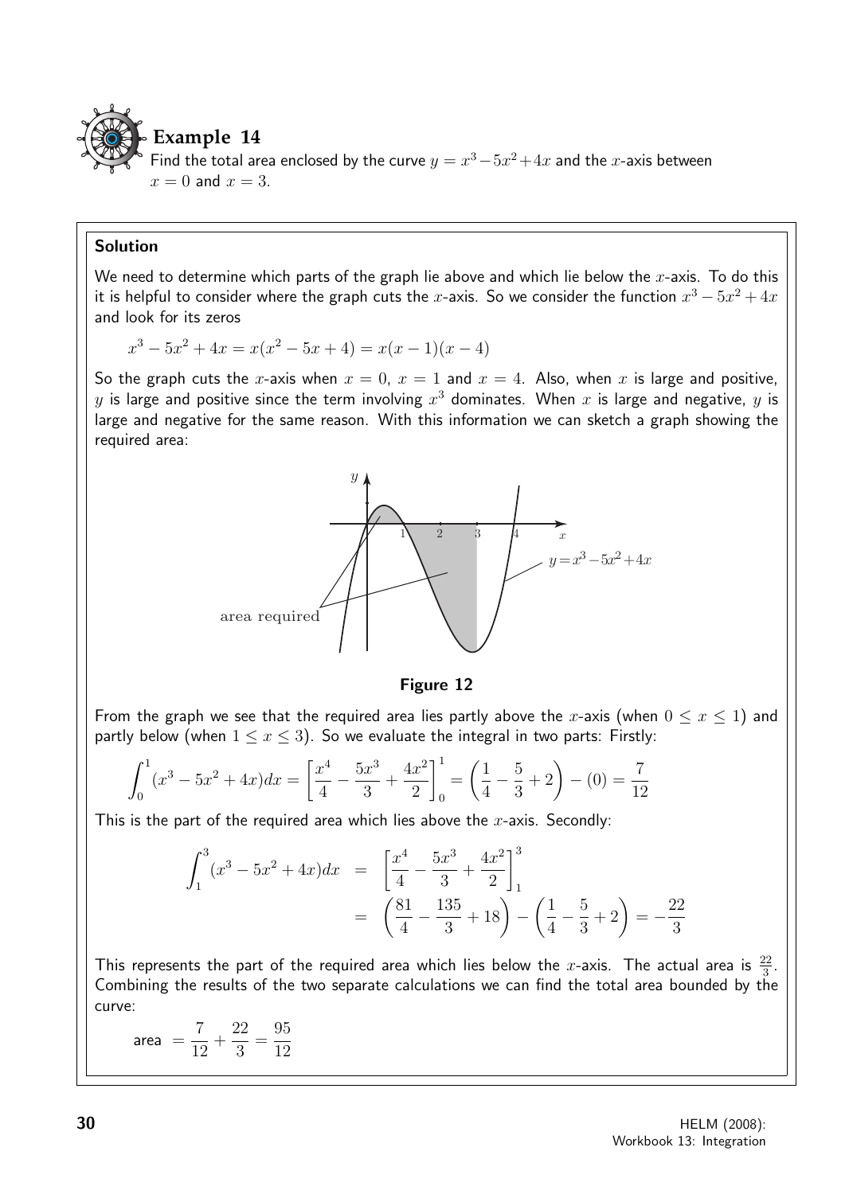## Example 14

Find the total area enclosed by the curve $y = x^3 - 5x^2 + 4x$ and the $x$-axis between $x = 0$ and $x = 3$.

### Solution

We need to determine which parts of the graph lie above and which lie below the $x$-axis. To do this it is helpful to consider where the graph cuts the $x$-axis. So we consider the function $x^3 - 5x^2 + 4x$ and look for its zeros

$$x^3 - 5x^2 + 4x = x(x^2 - 5x + 4) = x(x-1)(x-4)$$

So the graph cuts the $x$-axis when $x = 0$, $x = 1$ and $x = 4$. Also, when $x$ is large and positive, $y$ is large and positive since the term involving $x^3$ dominates. When $x$ is large and negative, $y$ is large and negative for the same reason. With this information we can sketch a graph showing the required area:

**Figure 12**

From the graph we see that the required area lies partly above the $x$-axis (when $0 \le x \le 1$) and partly below (when $1 \le x \le 3$). So we evaluate the integral in two parts: Firstly:

$$\int_0^1 (x^3 - 5x^2 + 4x)dx = \left[\frac{x^4}{4} - \frac{5x^3}{3} + \frac{4x^2}{2}\right]_0^1 = \left(\frac{1}{4} - \frac{5}{3} + 2\right) - (0) = \frac{7}{12}$$

This is the part of the required area which lies above the $x$-axis. Secondly:

$$\begin{aligned}\int_1^3 (x^3 - 5x^2 + 4x)dx &= \left[\frac{x^4}{4} - \frac{5x^3}{3} + \frac{4x^2}{2}\right]_1^3 \\ &= \left(\frac{81}{4} - \frac{135}{3} + 18\right) - \left(\frac{1}{4} - \frac{5}{3} + 2\right) = -\frac{22}{3}\end{aligned}$$

This represents the part of the required area which lies below the $x$-axis. The actual area is $\frac{22}{3}$. Combining the results of the two separate calculations we can find the total area bounded by the curve:

$$\text{area} = \frac{7}{12} + \frac{22}{3} = \frac{95}{12}$$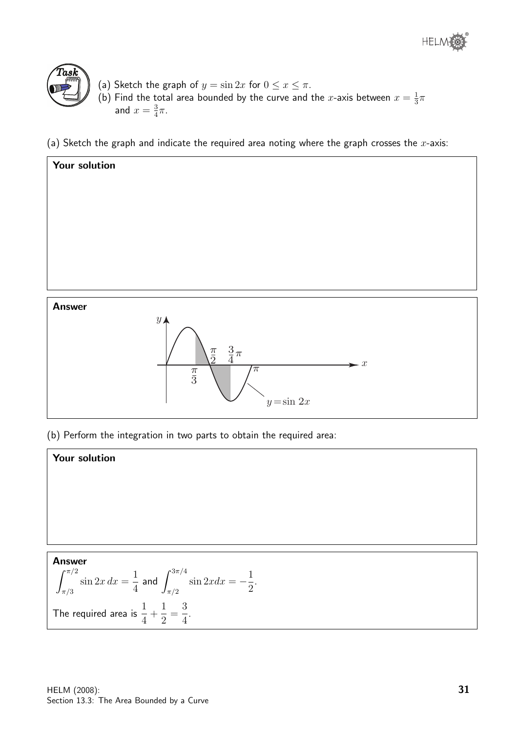**Task**

(a) Sketch the graph of $y = \sin 2x$ for $0 \leq x \leq \pi$.

(b) Find the total area bounded by the curve and the $x$-axis between $x = \frac{1}{3}\pi$ and $x = \frac{3}{4}\pi$.

(a) Sketch the graph and indicate the required area noting where the graph crosses the $x$-axis:

**Your solution**

**Answer**

(b) Perform the integration in two parts to obtain the required area:

**Your solution**

**Answer**

$\displaystyle\int_{\pi/3}^{\pi/2} \sin 2x \, dx = \frac{1}{4}$ and $\displaystyle\int_{\pi/2}^{3\pi/4} \sin 2x dx = -\frac{1}{2}$.

The required area is $\dfrac{1}{4} + \dfrac{1}{2} = \dfrac{3}{4}$.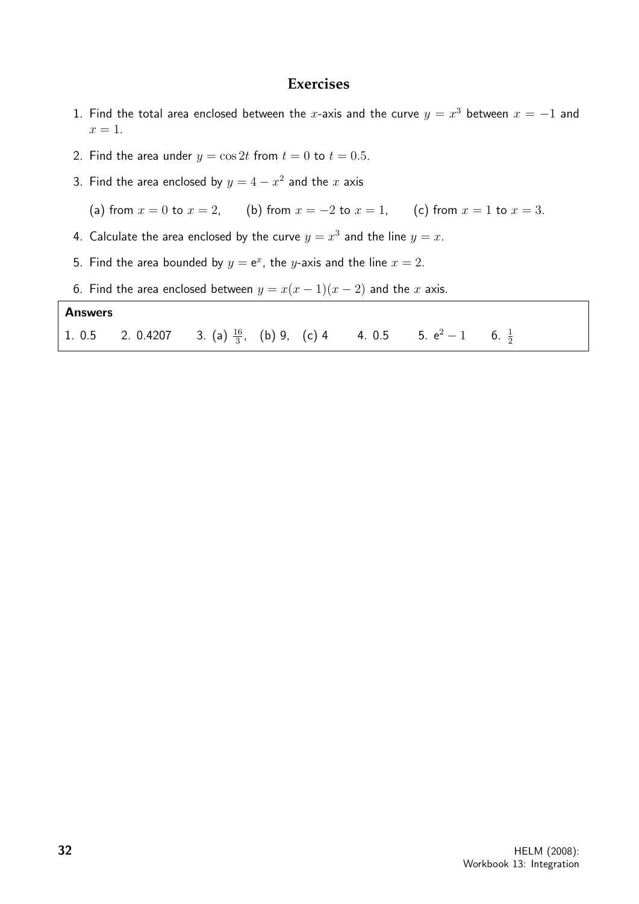## Exercises

1. Find the total area enclosed between the $x$-axis and the curve $y = x^3$ between $x = -1$ and $x = 1$.

2. Find the area under $y = \cos 2t$ from $t = 0$ to $t = 0.5$.

3. Find the area enclosed by $y = 4 - x^2$ and the $x$ axis

   (a) from $x = 0$ to $x = 2$, (b) from $x = -2$ to $x = 1$, (c) from $x = 1$ to $x = 3$.

4. Calculate the area enclosed by the curve $y = x^3$ and the line $y = x$.

5. Find the area bounded by $y = \mathrm{e}^x$, the $y$-axis and the line $x = 2$.

6. Find the area enclosed between $y = x(x-1)(x-2)$ and the $x$ axis.

**Answers**

1. 0.5 2. 0.4207 3. (a) $\frac{16}{3}$, (b) 9, (c) 4 4. 0.5 5. $\mathrm{e}^2 - 1$ 6. $\frac{1}{2}$